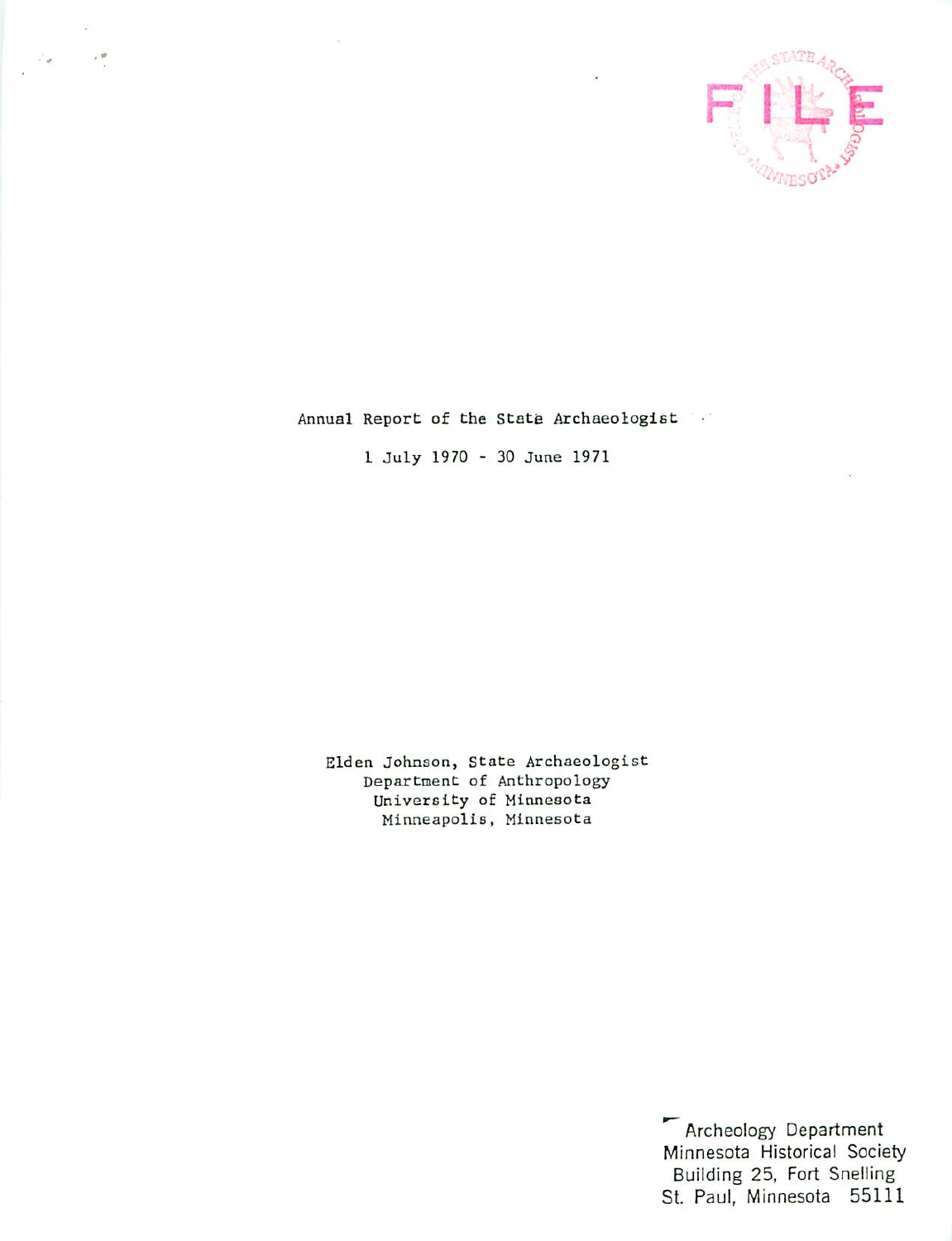FILE

# Annual Report of the State Archaeologist

1 July 1970 - 30 June 1971

Elden Johnson, State Archaeologist
Department of Anthropology
University of Minnesota
Minneapolis, Minnesota

Archeology Department
Minnesota Historical Society
Building 25, Fort Snelling
St. Paul, Minnesota 55111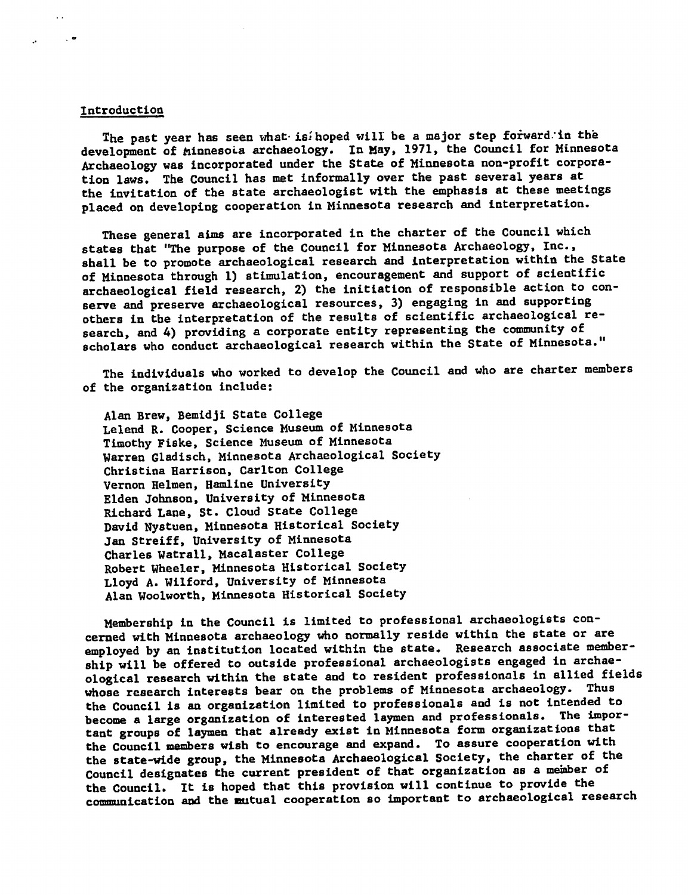## Introduction

The past year has seen what is hoped will be a major step forward in the development of Minnesota archaeology. In May, 1971, the Council for Minnesota Archaeology was incorporated under the State of Minnesota non-profit corporation laws. The Council has met informally over the past several years at the invitation of the state archaeologist with the emphasis at these meetings placed on developing cooperation in Minnesota research and interpretation.

These general aims are incorporated in the charter of the Council which states that "The purpose of the Council for Minnesota Archaeology, Inc., shall be to promote archaeological research and interpretation within the State of Minnesota through 1) stimulation, encouragement and support of scientific archaeological field research, 2) the initiation of responsible action to conserve and preserve archaeological resources, 3) engaging in and supporting others in the interpretation of the results of scientific archaeological research, and 4) providing a corporate entity representing the community of scholars who conduct archaeological research within the State of Minnesota."

The individuals who worked to develop the Council and who are charter members of the organization include:

Alan Brew, Bemidji State College
Lelend R. Cooper, Science Museum of Minnesota
Timothy Fiske, Science Museum of Minnesota
Warren Gladisch, Minnesota Archaeological Society
Christina Harrison, Carlton College
Vernon Helmen, Hamline University
Elden Johnson, University of Minnesota
Richard Lane, St. Cloud State College
David Nystuen, Minnesota Historical Society
Jan Streiff, University of Minnesota
Charles Watrall, Macalaster College
Robert Wheeler, Minnesota Historical Society
Lloyd A. Wilford, University of Minnesota
Alan Woolworth, Minnesota Historical Society

Membership in the Council is limited to professional archaeologists concerned with Minnesota archaeology who normally reside within the state or are employed by an institution located within the state. Research associate membership will be offered to outside professional archaeologists engaged in archaeological research within the state and to resident professionals in allied fields whose research interests bear on the problems of Minnesota archaeology. Thus the Council is an organization limited to professionals and is not intended to become a large organization of interested laymen and professionals. The important groups of laymen that already exist in Minnesota form organizations that the Council members wish to encourage and expand. To assure cooperation with the state-wide group, the Minnesota Archaeological Society, the charter of the Council designates the current president of that organization as a member of the Council. It is hoped that this provision will continue to provide the communication and the mutual cooperation so important to archaeological research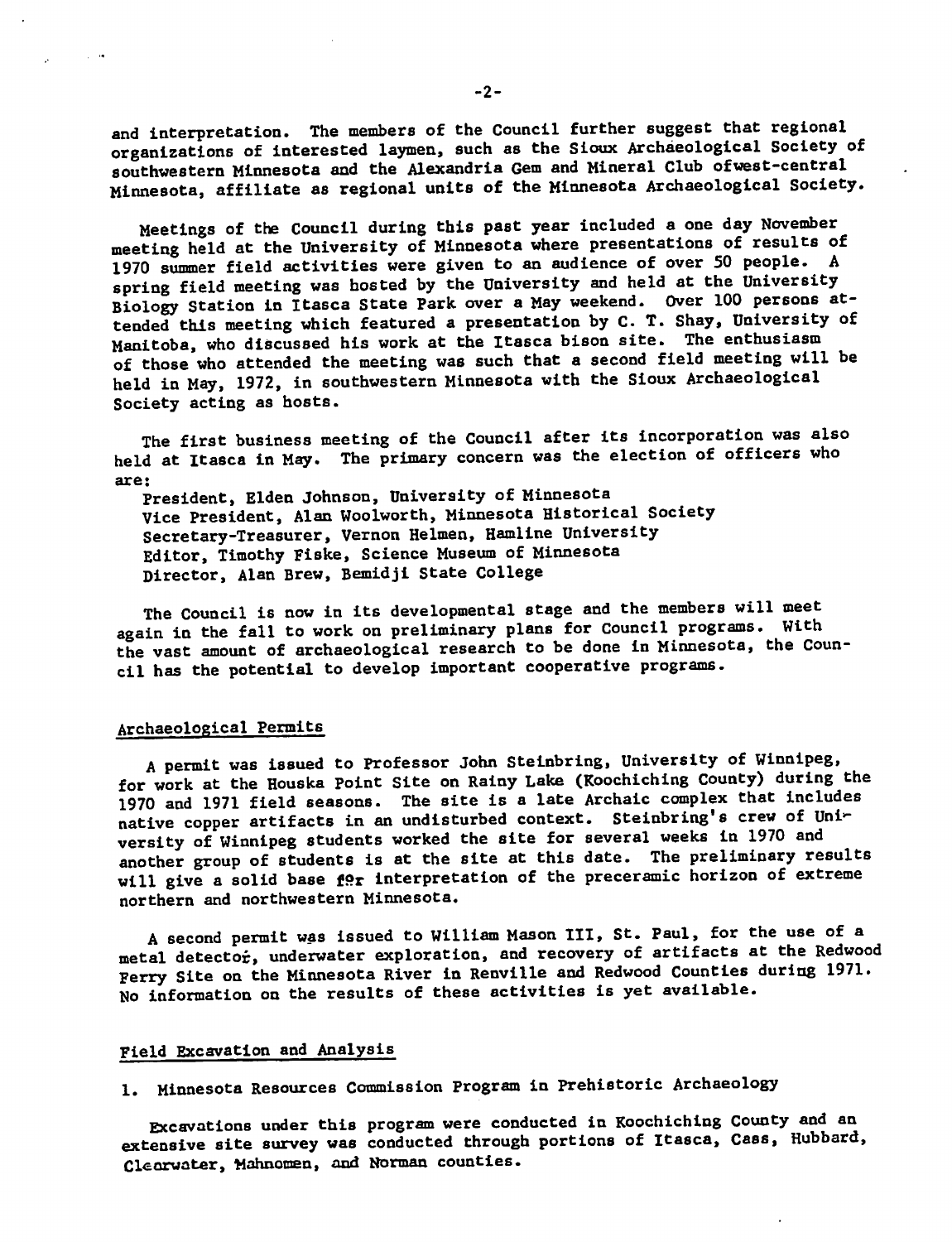and interpretation. The members of the Council further suggest that regional organizations of interested laymen, such as the Sioux Archaeological Society of southwestern Minnesota and the Alexandria Gem and Mineral Club ofwest-central Minnesota, affiliate as regional units of the Minnesota Archaeological Society.

Meetings of the Council during this past year included a one day November meeting held at the University of Minnesota where presentations of results of 1970 summer field activities were given to an audience of over 50 people. A spring field meeting was hosted by the University and held at the University Biology Station in Itasca State Park over a May weekend. Over 100 persons attended this meeting which featured a presentation by C. T. Shay, University of Manitoba, who discussed his work at the Itasca bison site. The enthusiasm of those who attended the meeting was such that a second field meeting will be held in May, 1972, in southwestern Minnesota with the Sioux Archaeological Society acting as hosts.

The first business meeting of the Council after its incorporation was also held at Itasca in May. The primary concern was the election of officers who are:

President, Elden Johnson, University of Minnesota
Vice President, Alan Woolworth, Minnesota Historical Society
Secretary-Treasurer, Vernon Helmen, Hamline University
Editor, Timothy Fiske, Science Museum of Minnesota
Director, Alan Brew, Bemidji State College

The Council is now in its developmental stage and the members will meet again in the fall to work on preliminary plans for Council programs. With the vast amount of archaeological research to be done in Minnesota, the Council has the potential to develop important cooperative programs.

## Archaeological Permits

A permit was issued to Professor John Steinbring, University of Winnipeg, for work at the Houska Point Site on Rainy Lake (Koochiching County) during the 1970 and 1971 field seasons. The site is a late Archaic complex that includes native copper artifacts in an undisturbed context. Steinbring's crew of University of Winnipeg students worked the site for several weeks in 1970 and another group of students is at the site at this date. The preliminary results will give a solid base for interpretation of the preceramic horizon of extreme northern and northwestern Minnesota.

A second permit was issued to William Mason III, St. Paul, for the use of a metal detector, underwater exploration, and recovery of artifacts at the Redwood Ferry Site on the Minnesota River in Renville and Redwood Counties during 1971. No information on the results of these activities is yet available.

## Field Excavation and Analysis

1. Minnesota Resources Commission Program in Prehistoric Archaeology

Excavations under this program were conducted in Koochiching County and an extensive site survey was conducted through portions of Itasca, Cass, Hubbard, Clearwater, Mahnomen, and Norman counties.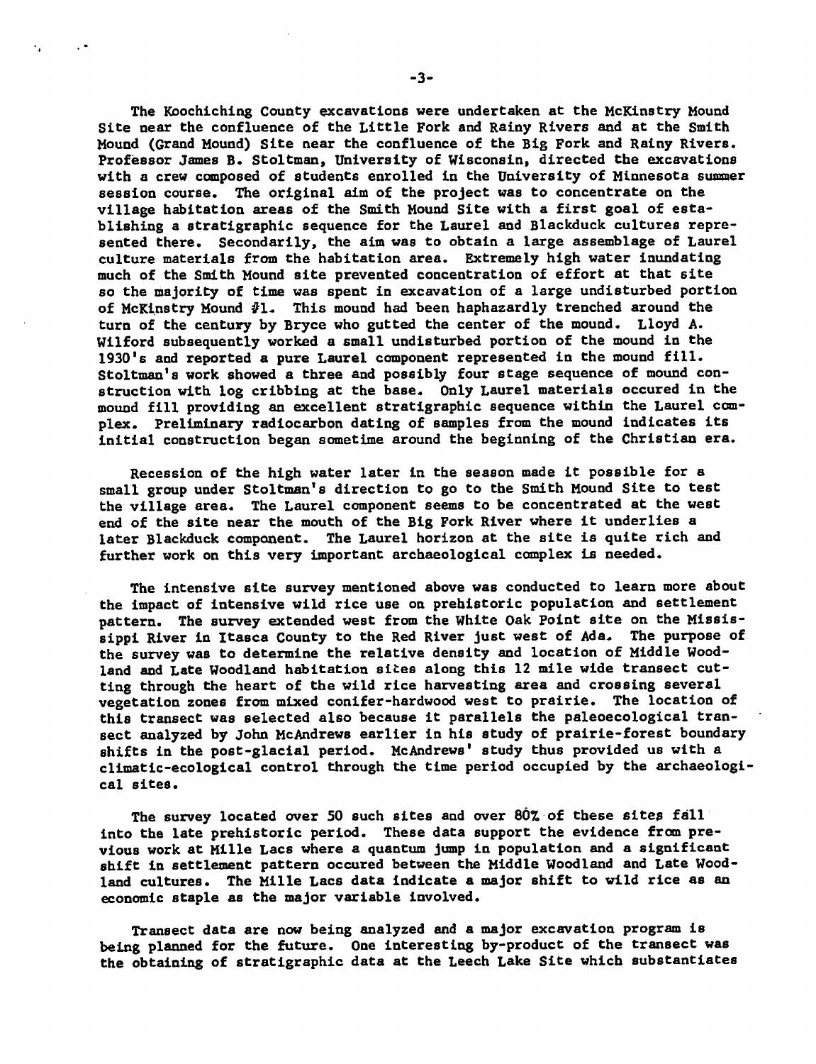The Koochiching County excavations were undertaken at the McKinstry Mound Site near the confluence of the Little Fork and Rainy Rivers and at the Smith Mound (Grand Mound) Site near the confluence of the Big Fork and Rainy Rivers. Professor James B. Stoltman, University of Wisconsin, directed the excavations with a crew composed of students enrolled in the University of Minnesota summer session course. The original aim of the project was to concentrate on the village habitation areas of the Smith Mound Site with a first goal of establishing a stratigraphic sequence for the Laurel and Blackduck cultures represented there. Secondarily, the aim was to obtain a large assemblage of Laurel culture materials from the habitation area. Extremely high water inundating much of the Smith Mound site prevented concentration of effort at that site so the majority of time was spent in excavation of a large undisturbed portion of McKinstry Mound #1. This mound had been haphazardly trenched around the turn of the century by Bryce who gutted the center of the mound. Lloyd A. Wilford subsequently worked a small undisturbed portion of the mound in the 1930's and reported a pure Laurel component represented in the mound fill. Stoltman's work showed a three and possibly four stage sequence of mound construction with log cribbing at the base. Only Laurel materials occured in the mound fill providing an excellent stratigraphic sequence within the Laurel complex. Preliminary radiocarbon dating of samples from the mound indicates its initial construction began sometime around the beginning of the Christian era.

Recession of the high water later in the season made it possible for a small group under Stoltman's direction to go to the Smith Mound Site to test the village area. The Laurel component seems to be concentrated at the west end of the site near the mouth of the Big Fork River where it underlies a later Blackduck component. The Laurel horizon at the site is quite rich and further work on this very important archaeological complex is needed.

The intensive site survey mentioned above was conducted to learn more about the impact of intensive wild rice use on prehistoric population and settlement pattern. The survey extended west from the White Oak Point site on the Mississippi River in Itasca County to the Red River just west of Ada. The purpose of the survey was to determine the relative density and location of Middle Woodland and Late Woodland habitation sites along this 12 mile wide transect cutting through the heart of the wild rice harvesting area and crossing several vegetation zones from mixed conifer-hardwood west to prairie. The location of this transect was selected also because it parallels the paleoecological transect analyzed by John McAndrews earlier in his study of prairie-forest boundary shifts in the post-glacial period. McAndrews' study thus provided us with a climatic-ecological control through the time period occupied by the archaeological sites.

The survey located over 50 such sites and over 80% of these sites fall into the late prehistoric period. These data support the evidence from previous work at Mille Lacs where a quantum jump in population and a significant shift in settlement pattern occured between the Middle Woodland and Late Woodland cultures. The Mille Lacs data indicate a major shift to wild rice as an economic staple as the major variable involved.

Transect data are now being analyzed and a major excavation program is being planned for the future. One interesting by-product of the transect was the obtaining of stratigraphic data at the Leech Lake Site which substantiates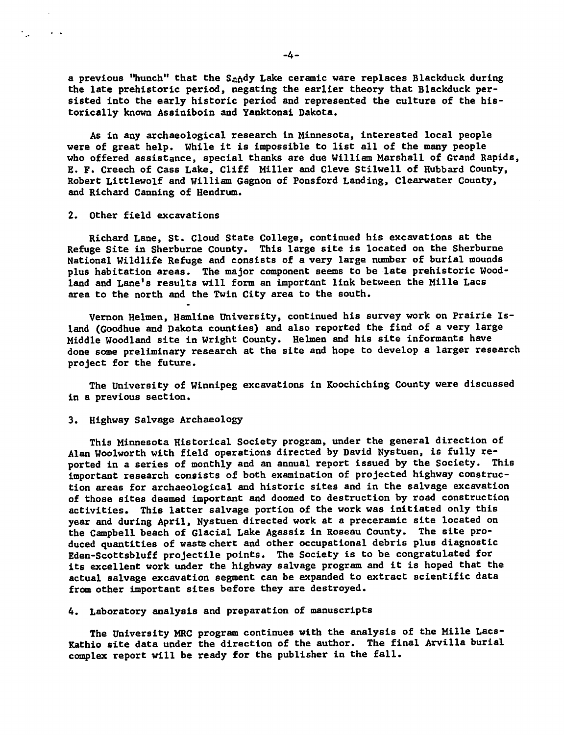a previous "hunch" that the Sandy Lake ceramic ware replaces Blackduck during the late prehistoric period, negating the earlier theory that Blackduck persisted into the early historic period and represented the culture of the historically known Assiniboin and Yanktonai Dakota.

As in any archaeological research in Minnesota, interested local people were of great help. While it is impossible to list all of the many people who offered assistance, special thanks are due William Marshall of Grand Rapids, E. F. Creech of Cass Lake, Cliff Miller and Cleve Stilwell of Hubbard County, Robert Littlewolf and William Gagnon of Ponsford Landing, Clearwater County, and Richard Canning of Hendrum.

2. Other field excavations

Richard Lane, St. Cloud State College, continued his excavations at the Refuge Site in Sherburne County. This large site is located on the Sherburne National Wildlife Refuge and consists of a very large number of burial mounds plus habitation areas. The major component seems to be late prehistoric Woodland and Lane's results will form an important link between the Mille Lacs area to the north and the Twin City area to the south.

Vernon Helmen, Hamline University, continued his survey work on Prairie Island (Goodhue and Dakota counties) and also reported the find of a very large Middle Woodland site in Wright County. Helmen and his site informants have done some preliminary research at the site and hope to develop a larger research project for the future.

The University of Winnipeg excavations in Koochiching County were discussed in a previous section.

3. Highway Salvage Archaeology

This Minnesota Historical Society program, under the general direction of Alan Woolworth with field operations directed by David Nystuen, is fully reported in a series of monthly and an annual report issued by the Society. This important research consists of both examination of projected highway construction areas for archaeological and historic sites and in the salvage excavation of those sites deemed important and doomed to destruction by road construction activities. This latter salvage portion of the work was initiated only this year and during April, Nystuen directed work at a preceramic site located on the Campbell beach of Glacial Lake Agassiz in Roseau County. The site produced quantities of waste chert and other occupational debris plus diagnostic Eden-Scottsbluff projectile points. The Society is to be congratulated for its excellent work under the highway salvage program and it is hoped that the actual salvage excavation segment can be expanded to extract scientific data from other important sites before they are destroyed.

4. Laboratory analysis and preparation of manuscripts

The University MRC program continues with the analysis of the Mille Lacs-Kathio site data under the direction of the author. The final Arvilla burial complex report will be ready for the publisher in the fall.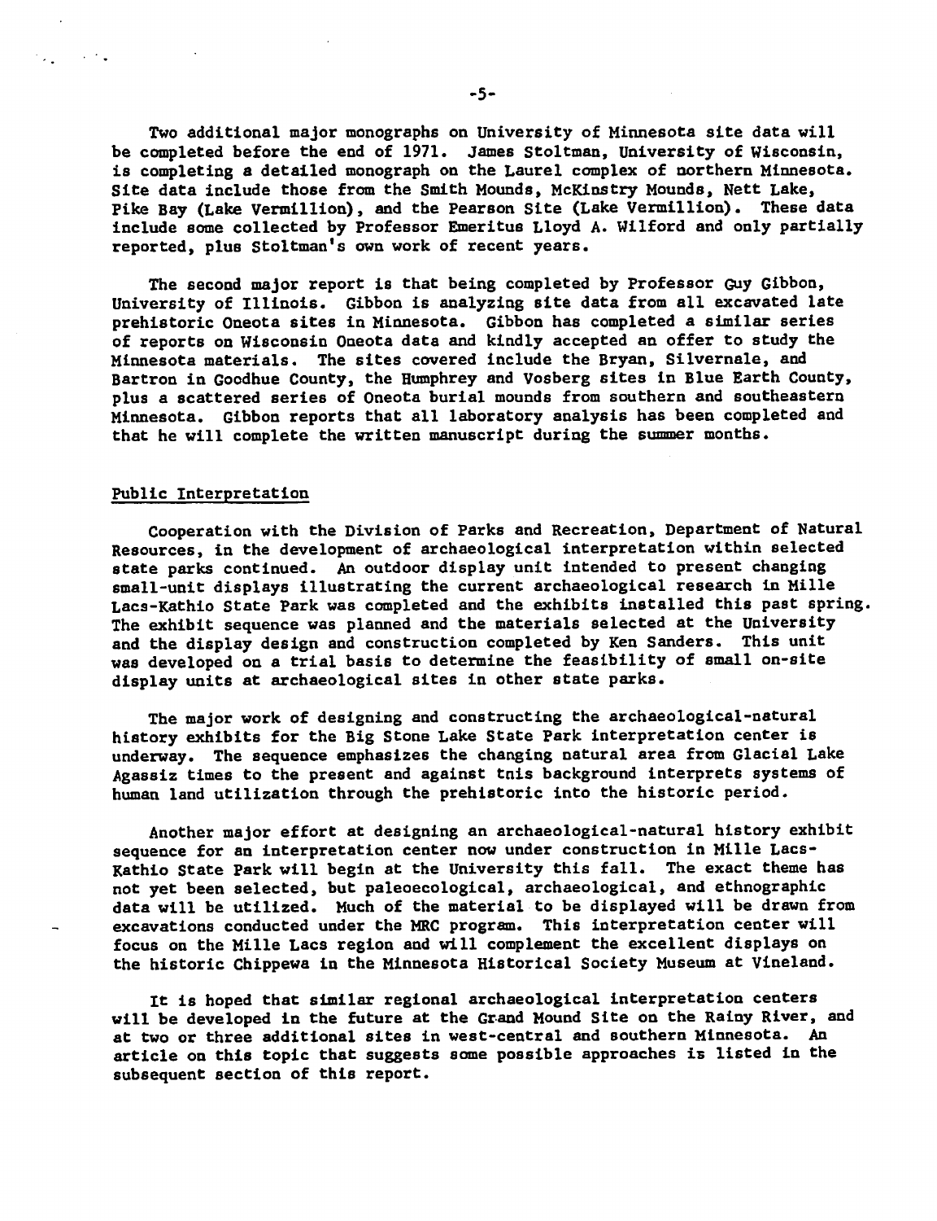Two additional major monographs on University of Minnesota site data will be completed before the end of 1971. James Stoltman, University of Wisconsin, is completing a detailed monograph on the Laurel complex of northern Minnesota. Site data include those from the Smith Mounds, McKinstry Mounds, Nett Lake, Pike Bay (Lake Vermillion), and the Pearson Site (Lake Vermillion). These data include some collected by Professor Emeritus Lloyd A. Wilford and only partially reported, plus Stoltman's own work of recent years.

The second major report is that being completed by Professor Guy Gibbon, University of Illinois. Gibbon is analyzing site data from all excavated late prehistoric Oneota sites in Minnesota. Gibbon has completed a similar series of reports on Wisconsin Oneota data and kindly accepted an offer to study the Minnesota materials. The sites covered include the Bryan, Silvernale, and Bartron in Goodhue County, the Humphrey and Vosberg sites in Blue Earth County, plus a scattered series of Oneota burial mounds from southern and southeastern Minnesota. Gibbon reports that all laboratory analysis has been completed and that he will complete the written manuscript during the summer months.

## Public Interpretation

Cooperation with the Division of Parks and Recreation, Department of Natural Resources, in the development of archaeological interpretation within selected state parks continued. An outdoor display unit intended to present changing small-unit displays illustrating the current archaeological research in Mille Lacs-Kathio State Park was completed and the exhibits installed this past spring. The exhibit sequence was planned and the materials selected at the University and the display design and construction completed by Ken Sanders. This unit was developed on a trial basis to determine the feasibility of small on-site display units at archaeological sites in other state parks.

The major work of designing and constructing the archaeological-natural history exhibits for the Big Stone Lake State Park interpretation center is underway. The sequence emphasizes the changing natural area from Glacial Lake Agassiz times to the present and against this background interprets systems of human land utilization through the prehistoric into the historic period.

Another major effort at designing an archaeological-natural history exhibit sequence for an interpretation center now under construction in Mille Lacs-Kathio State Park will begin at the University this fall. The exact theme has not yet been selected, but paleoecological, archaeological, and ethnographic data will be utilized. Much of the material to be displayed will be drawn from excavations conducted under the MRC program. This interpretation center will focus on the Mille Lacs region and will complement the excellent displays on the historic Chippewa in the Minnesota Historical Society Museum at Vineland.

It is hoped that similar regional archaeological interpretation centers will be developed in the future at the Grand Mound Site on the Rainy River, and at two or three additional sites in west-central and southern Minnesota. An article on this topic that suggests some possible approaches is listed in the subsequent section of this report.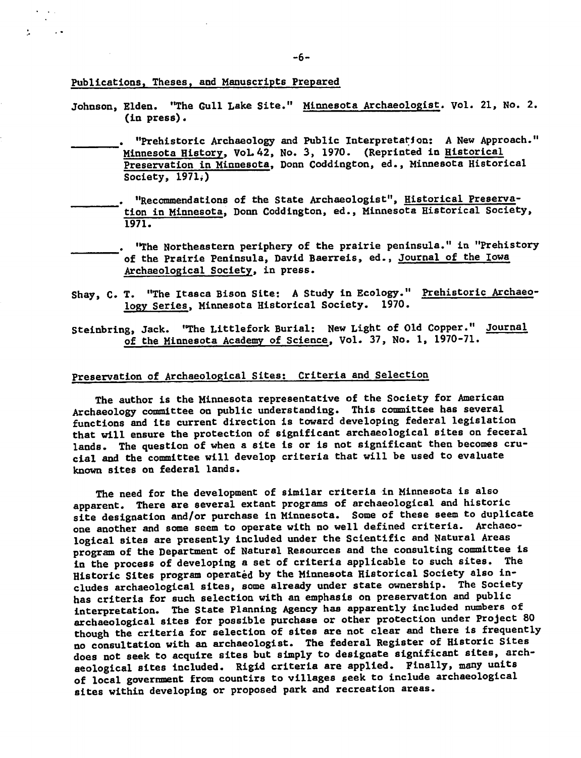## Publications, Theses, and Manuscripts Prepared

Johnson, Elden. "The Gull Lake Site." Minnesota Archaeologist. Vol. 21, No. 2. (in press).

________. "Prehistoric Archaeology and Public Interpretation: A New Approach." Minnesota History, Vol. 42, No. 3, 1970. (Reprinted in Historical Preservation in Minnesota, Donn Coddington, ed., Minnesota Historical Society, 1971.)

________. "Recommendations of the State Archaeologist", Historical Preservation in Minnesota, Donn Coddington, ed., Minnesota Historical Society, 1971.

________. "The Northeastern periphery of the prairie peninsula." in "Prehistory of the Prairie Peninsula, David Baerreis, ed., Journal of the Iowa Archaeological Society, in press.

Shay, C. T. "The Itasca Bison Site: A Study in Ecology." Prehistoric Archaeology Series, Minnesota Historical Society. 1970.

Steinbring, Jack. "The Littlefork Burial: New Light of Old Copper." Journal of the Minnesota Academy of Science, Vol. 37, No. 1, 1970-71.

## Preservation of Archaeological Sites: Criteria and Selection

The author is the Minnesota representative of the Society for American Archaeology committee on public understanding. This committee has several functions and its current direction is toward developing federal legislation that will ensure the protection of significant archaeological sites on feceral lands. The question of when a site is or is not significant then becomes crucial and the committee will develop criteria that will be used to evaluate known sites on federal lands.

The need for the development of similar criteria in Minnesota is also apparent. There are several extant programs of archaeological and historic site designation and/or purchase in Minnesota. Some of these seem to duplicate one another and some seem to operate with no well defined criteria. Archaeological sites are presently included under the Scientific and Natural Areas program of the Department of Natural Resources and the consulting committee is in the process of developing a set of criteria applicable to such sites. The Historic Sites program operated by the Minnesota Historical Society also includes archaeological sites, some already under state ownership. The Society has criteria for such selection with an emphasis on preservation and public interpretation. The State Planning Agency has apparently included numbers of archaeological sites for possible purchase or other protection under Project 80 though the criteria for selection of sites are not clear and there is frequently no consultation with an archaeologist. The federal Register of Historic Sites does not seek to acquire sites but simply to designate significant sites, archaeological sites included. Rigid criteria are applied. Finally, many units of local government from countirs to villages seek to include archaeological sites within developing or proposed park and recreation areas.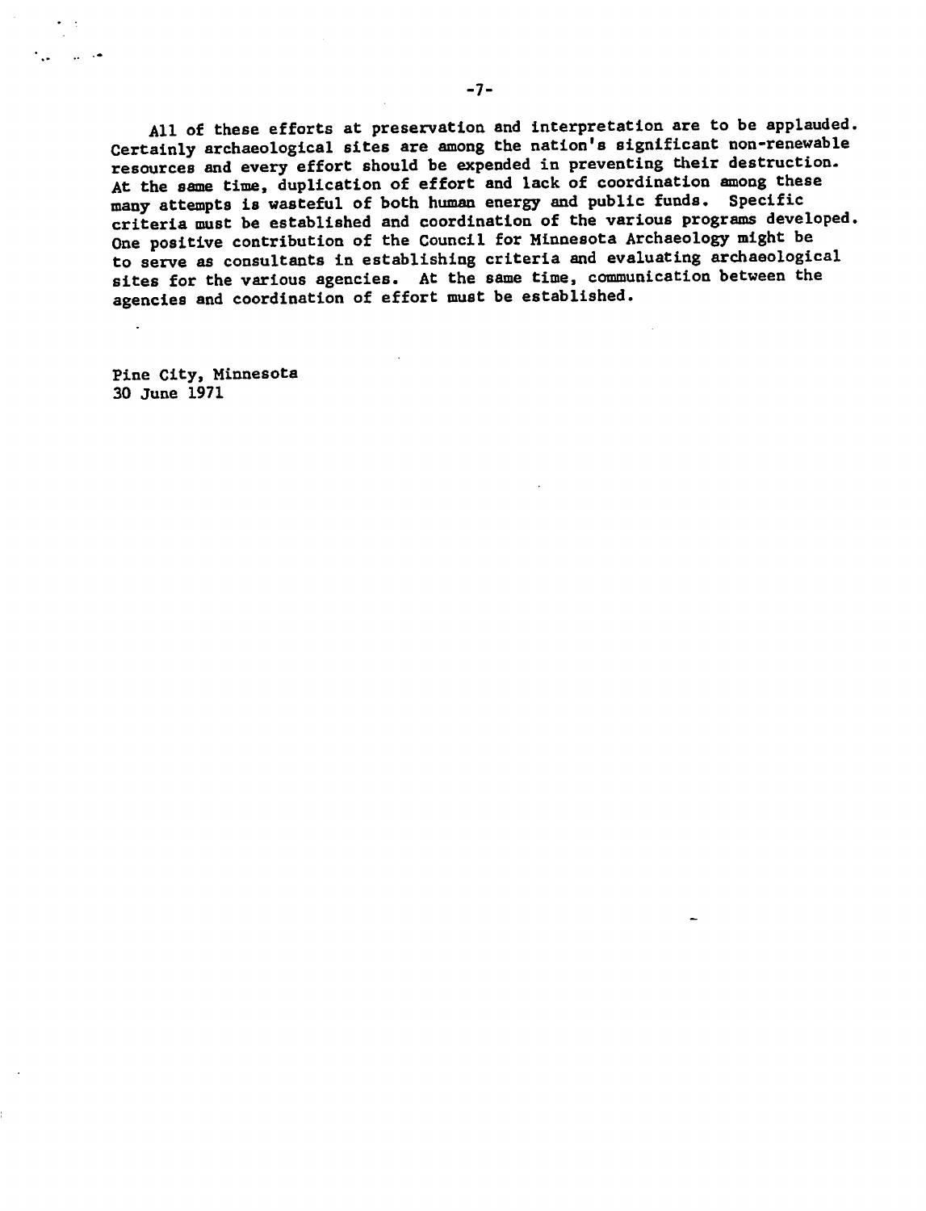All of these efforts at preservation and interpretation are to be applauded. Certainly archaeological sites are among the nation's significant non-renewable resources and every effort should be expended in preventing their destruction. At the same time, duplication of effort and lack of coordination among these many attempts is wasteful of both human energy and public funds. Specific criteria must be established and coordination of the various programs developed. One positive contribution of the Council for Minnesota Archaeology might be to serve as consultants in establishing criteria and evaluating archaeological sites for the various agencies. At the same time, communication between the agencies and coordination of effort must be established.

Pine City, Minnesota
30 June 1971